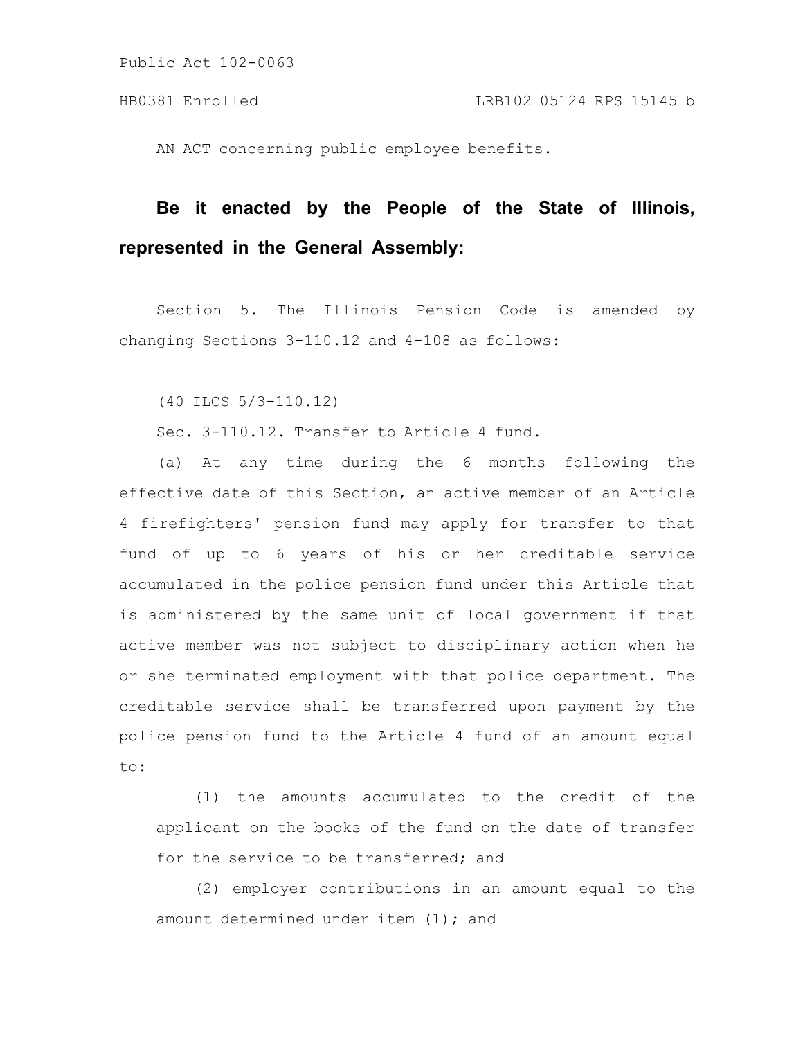Public Act 102-0063

HB0381 Enrolled LRB102 05124 RPS 15145 b

AN ACT concerning public employee benefits.

**Be it enacted by the People of the State of Illinois, represented in the General Assembly:**

Section 5. The Illinois Pension Code is amended by changing Sections 3-110.12 and 4-108 as follows:

(40 ILCS 5/3-110.12)

Sec. 3-110.12. Transfer to Article 4 fund.

(a) At any time during the 6 months following the effective date of this Section, an active member of an Article 4 firefighters' pension fund may apply for transfer to that fund of up to 6 years of his or her creditable service accumulated in the police pension fund under this Article that is administered by the same unit of local government if that active member was not subject to disciplinary action when he or she terminated employment with that police department. The creditable service shall be transferred upon payment by the police pension fund to the Article 4 fund of an amount equal to:

(1) the amounts accumulated to the credit of the applicant on the books of the fund on the date of transfer for the service to be transferred; and

(2) employer contributions in an amount equal to the amount determined under item (1); and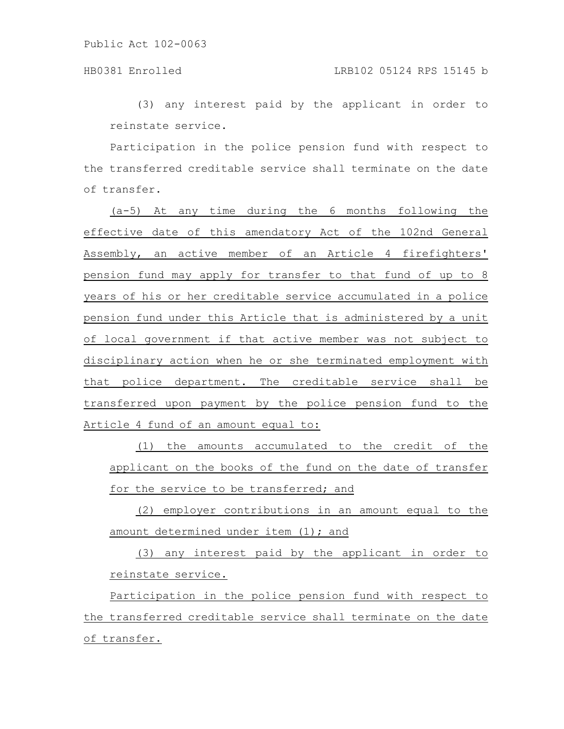(3) any interest paid by the applicant in order to reinstate service.

Participation in the police pension fund with respect to the transferred creditable service shall terminate on the date of transfer.

<u>(a-5) At any time during the 6 months following the effective date of this amendatory Act of the 102nd General Assembly, an active member of an Article 4 firefighters' pension fund may apply for transfer to that fund of up to 8 years of his or her creditable service accumulated in a police pension fund under this Article that is administered by a unit of local government if that active member was not subject to disciplinary action when he or she terminated employment with that police department. The creditable service shall be transferred upon payment by the police pension fund to the Article 4 fund of an amount equal to:</u>

<u>(1) the amounts accumulated to the credit of the applicant on the books of the fund on the date of transfer for the service to be transferred; and</u>

<u>(2) employer contributions in an amount equal to the amount determined under item (1); and</u>

<u>(3) any interest paid by the applicant in order to reinstate service.</u>

<u>Participation in the police pension fund with respect to the transferred creditable service shall terminate on the date of transfer.</u>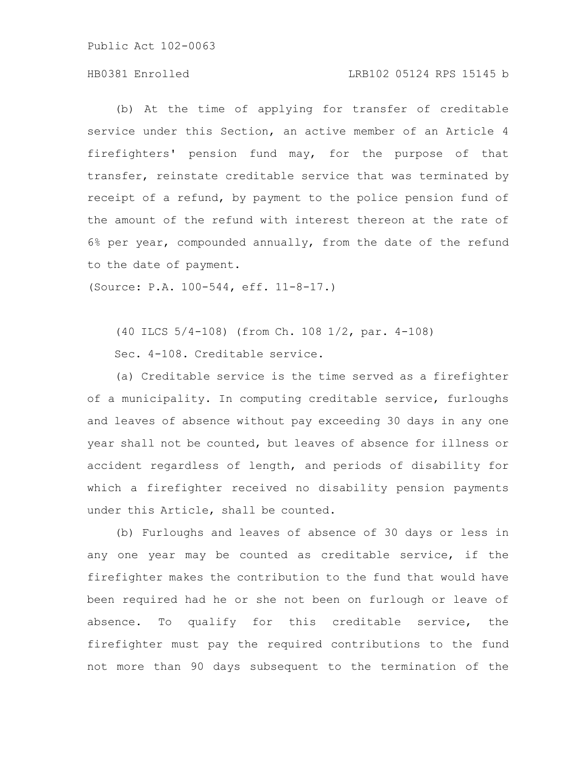(b) At the time of applying for transfer of creditable service under this Section, an active member of an Article 4 firefighters' pension fund may, for the purpose of that transfer, reinstate creditable service that was terminated by receipt of a refund, by payment to the police pension fund of the amount of the refund with interest thereon at the rate of 6% per year, compounded annually, from the date of the refund to the date of payment.

(Source: P.A. 100-544, eff. 11-8-17.)

(40 ILCS 5/4-108) (from Ch. 108 1/2, par. 4-108)

Sec. 4-108. Creditable service.

(a) Creditable service is the time served as a firefighter of a municipality. In computing creditable service, furloughs and leaves of absence without pay exceeding 30 days in any one year shall not be counted, but leaves of absence for illness or accident regardless of length, and periods of disability for which a firefighter received no disability pension payments under this Article, shall be counted.

(b) Furloughs and leaves of absence of 30 days or less in any one year may be counted as creditable service, if the firefighter makes the contribution to the fund that would have been required had he or she not been on furlough or leave of absence. To qualify for this creditable service, the firefighter must pay the required contributions to the fund not more than 90 days subsequent to the termination of the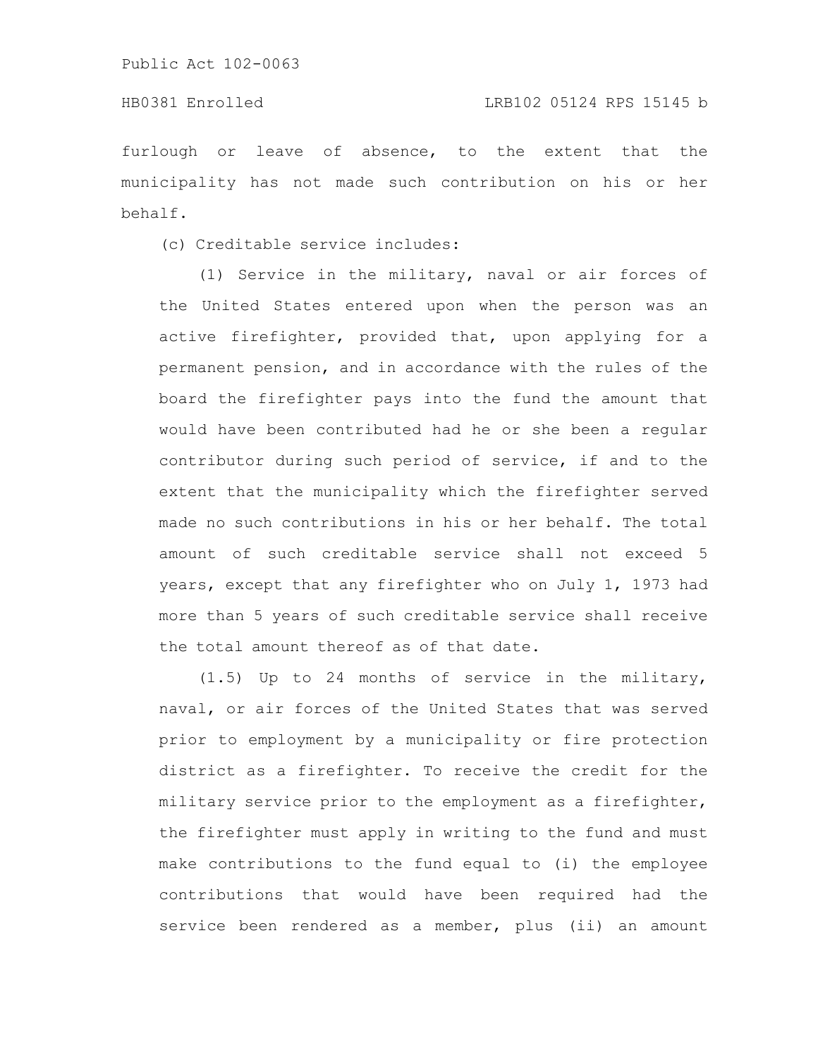furlough or leave of absence, to the extent that the municipality has not made such contribution on his or her behalf.

(c) Creditable service includes:

(1) Service in the military, naval or air forces of the United States entered upon when the person was an active firefighter, provided that, upon applying for a permanent pension, and in accordance with the rules of the board the firefighter pays into the fund the amount that would have been contributed had he or she been a regular contributor during such period of service, if and to the extent that the municipality which the firefighter served made no such contributions in his or her behalf. The total amount of such creditable service shall not exceed 5 years, except that any firefighter who on July 1, 1973 had more than 5 years of such creditable service shall receive the total amount thereof as of that date.

(1.5) Up to 24 months of service in the military, naval, or air forces of the United States that was served prior to employment by a municipality or fire protection district as a firefighter. To receive the credit for the military service prior to the employment as a firefighter, the firefighter must apply in writing to the fund and must make contributions to the fund equal to (i) the employee contributions that would have been required had the service been rendered as a member, plus (ii) an amount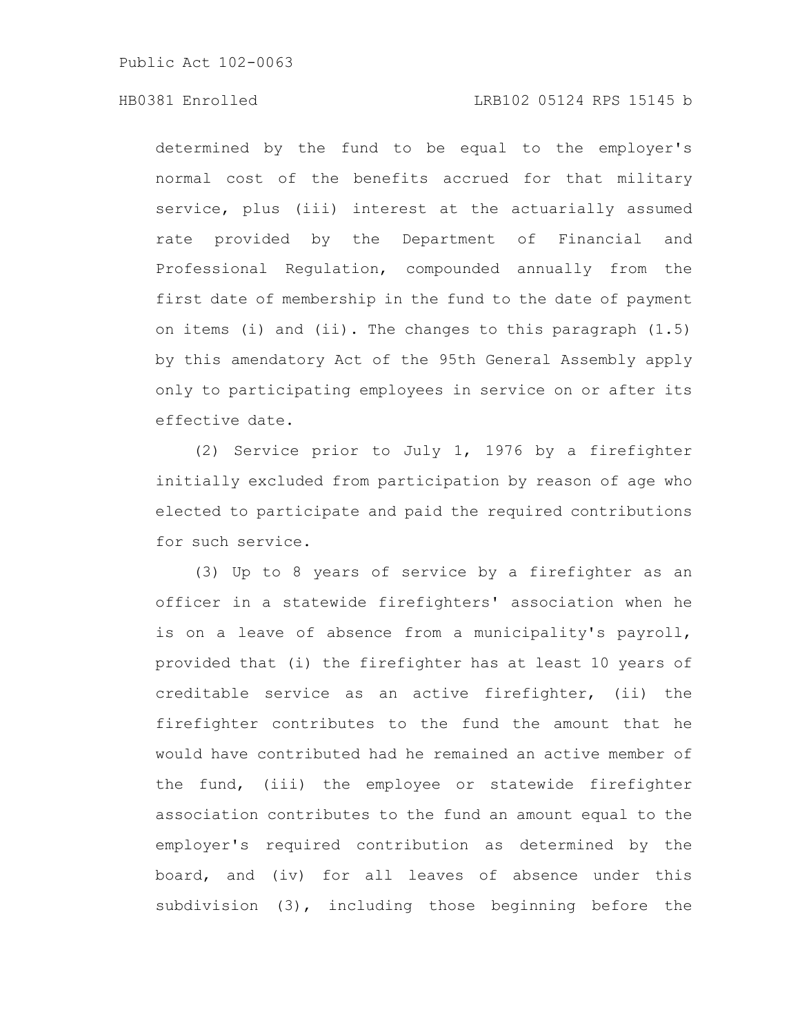determined by the fund to be equal to the employer's normal cost of the benefits accrued for that military service, plus (iii) interest at the actuarially assumed rate provided by the Department of Financial and Professional Regulation, compounded annually from the first date of membership in the fund to the date of payment on items (i) and (ii). The changes to this paragraph (1.5) by this amendatory Act of the 95th General Assembly apply only to participating employees in service on or after its effective date.

(2) Service prior to July 1, 1976 by a firefighter initially excluded from participation by reason of age who elected to participate and paid the required contributions for such service.

(3) Up to 8 years of service by a firefighter as an officer in a statewide firefighters' association when he is on a leave of absence from a municipality's payroll, provided that (i) the firefighter has at least 10 years of creditable service as an active firefighter, (ii) the firefighter contributes to the fund the amount that he would have contributed had he remained an active member of the fund, (iii) the employee or statewide firefighter association contributes to the fund an amount equal to the employer's required contribution as determined by the board, and (iv) for all leaves of absence under this subdivision (3), including those beginning before the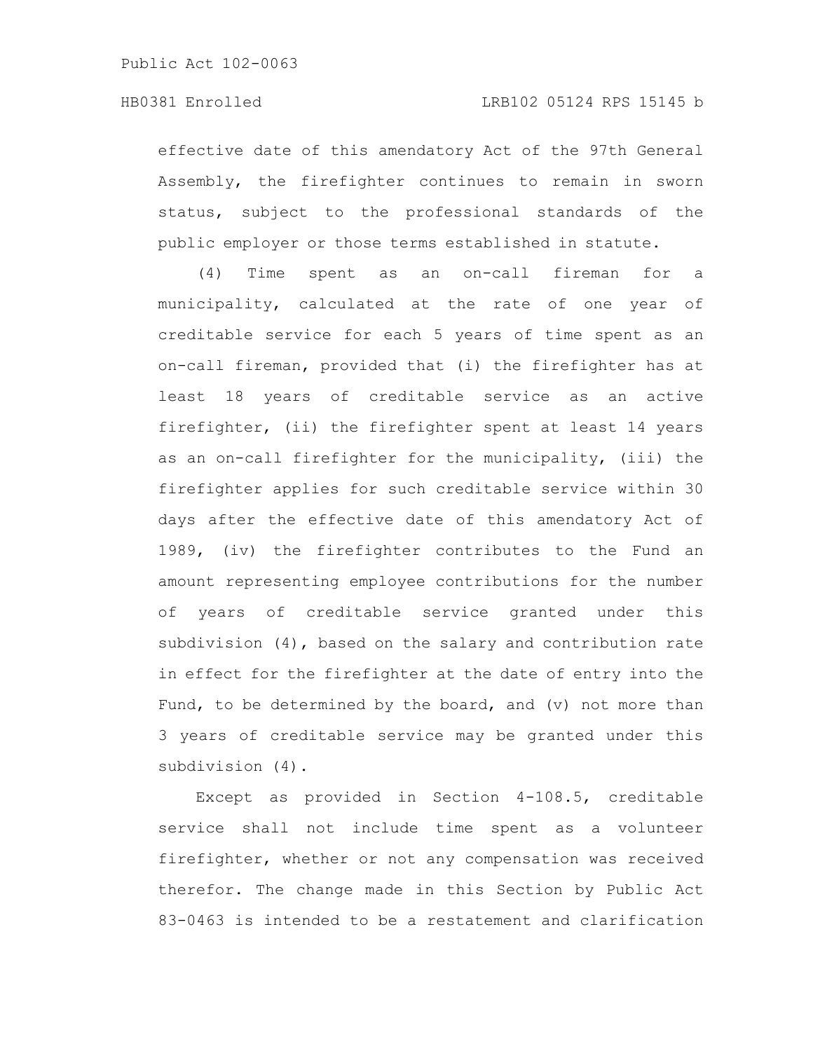effective date of this amendatory Act of the 97th General Assembly, the firefighter continues to remain in sworn status, subject to the professional standards of the public employer or those terms established in statute.

(4) Time spent as an on-call fireman for a municipality, calculated at the rate of one year of creditable service for each 5 years of time spent as an on-call fireman, provided that (i) the firefighter has at least 18 years of creditable service as an active firefighter, (ii) the firefighter spent at least 14 years as an on-call firefighter for the municipality, (iii) the firefighter applies for such creditable service within 30 days after the effective date of this amendatory Act of 1989, (iv) the firefighter contributes to the Fund an amount representing employee contributions for the number of years of creditable service granted under this subdivision (4), based on the salary and contribution rate in effect for the firefighter at the date of entry into the Fund, to be determined by the board, and (v) not more than 3 years of creditable service may be granted under this subdivision (4).

Except as provided in Section 4-108.5, creditable service shall not include time spent as a volunteer firefighter, whether or not any compensation was received therefor. The change made in this Section by Public Act 83-0463 is intended to be a restatement and clarification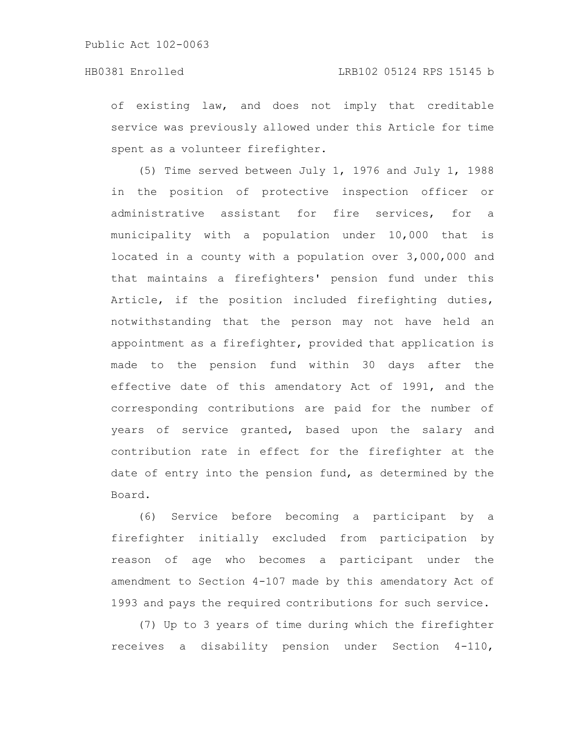of existing law, and does not imply that creditable service was previously allowed under this Article for time spent as a volunteer firefighter.

(5) Time served between July 1, 1976 and July 1, 1988 in the position of protective inspection officer or administrative assistant for fire services, for a municipality with a population under 10,000 that is located in a county with a population over 3,000,000 and that maintains a firefighters' pension fund under this Article, if the position included firefighting duties, notwithstanding that the person may not have held an appointment as a firefighter, provided that application is made to the pension fund within 30 days after the effective date of this amendatory Act of 1991, and the corresponding contributions are paid for the number of years of service granted, based upon the salary and contribution rate in effect for the firefighter at the date of entry into the pension fund, as determined by the Board.

(6) Service before becoming a participant by a firefighter initially excluded from participation by reason of age who becomes a participant under the amendment to Section 4-107 made by this amendatory Act of 1993 and pays the required contributions for such service.

(7) Up to 3 years of time during which the firefighter receives a disability pension under Section 4-110,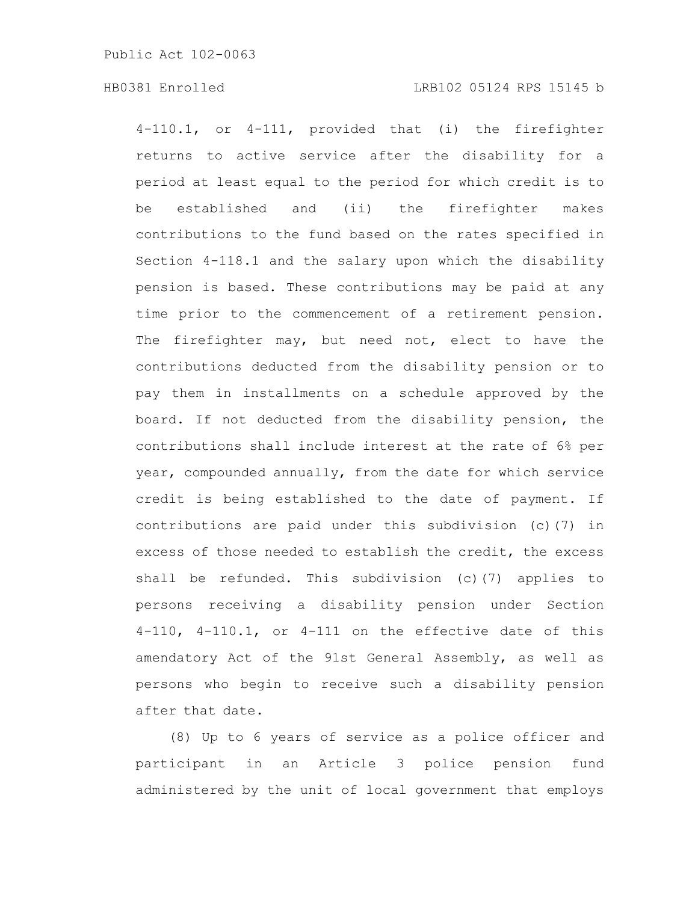4-110.1, or 4-111, provided that (i) the firefighter returns to active service after the disability for a period at least equal to the period for which credit is to be established and (ii) the firefighter makes contributions to the fund based on the rates specified in Section 4-118.1 and the salary upon which the disability pension is based. These contributions may be paid at any time prior to the commencement of a retirement pension. The firefighter may, but need not, elect to have the contributions deducted from the disability pension or to pay them in installments on a schedule approved by the board. If not deducted from the disability pension, the contributions shall include interest at the rate of 6% per year, compounded annually, from the date for which service credit is being established to the date of payment. If contributions are paid under this subdivision (c)(7) in excess of those needed to establish the credit, the excess shall be refunded. This subdivision (c)(7) applies to persons receiving a disability pension under Section 4-110, 4-110.1, or 4-111 on the effective date of this amendatory Act of the 91st General Assembly, as well as persons who begin to receive such a disability pension after that date.

(8) Up to 6 years of service as a police officer and participant in an Article 3 police pension fund administered by the unit of local government that employs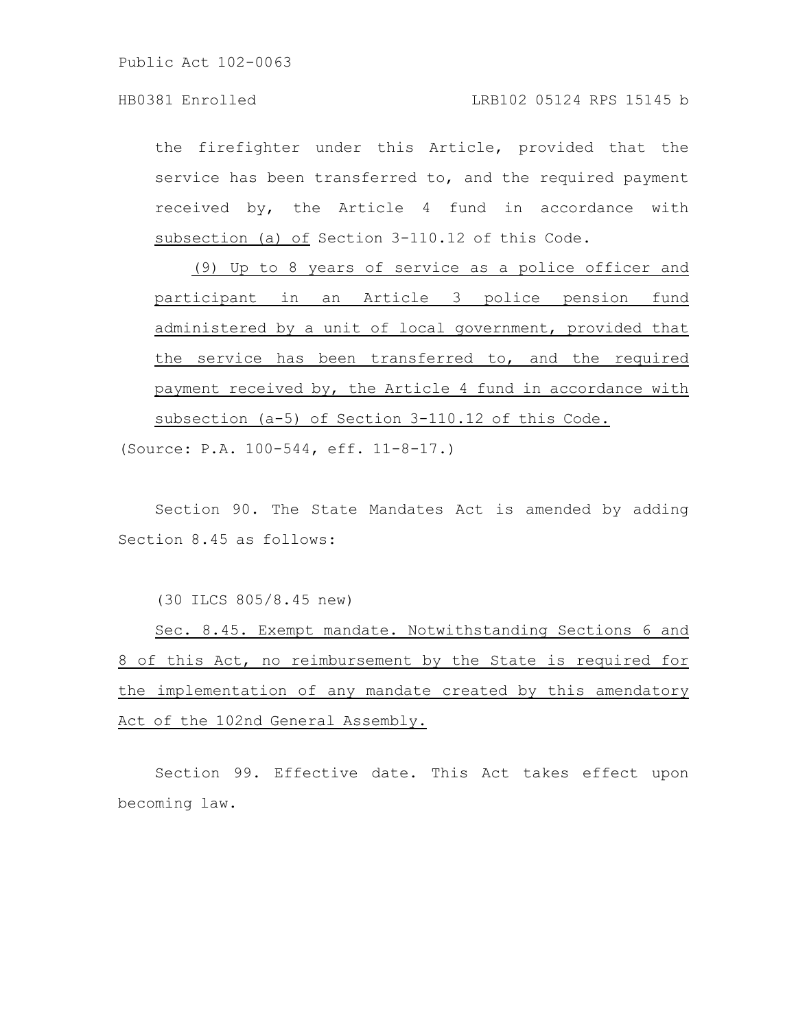the firefighter under this Article, provided that the service has been transferred to, and the required payment received by, the Article 4 fund in accordance with subsection (a) of Section 3-110.12 of this Code.

(9) Up to 8 years of service as a police officer and participant in an Article 3 police pension fund administered by a unit of local government, provided that the service has been transferred to, and the required payment received by, the Article 4 fund in accordance with subsection (a-5) of Section 3-110.12 of this Code.

(Source: P.A. 100-544, eff. 11-8-17.)

Section 90. The State Mandates Act is amended by adding Section 8.45 as follows:

(30 ILCS 805/8.45 new)

Sec. 8.45. Exempt mandate. Notwithstanding Sections 6 and 8 of this Act, no reimbursement by the State is required for the implementation of any mandate created by this amendatory Act of the 102nd General Assembly.

Section 99. Effective date. This Act takes effect upon becoming law.